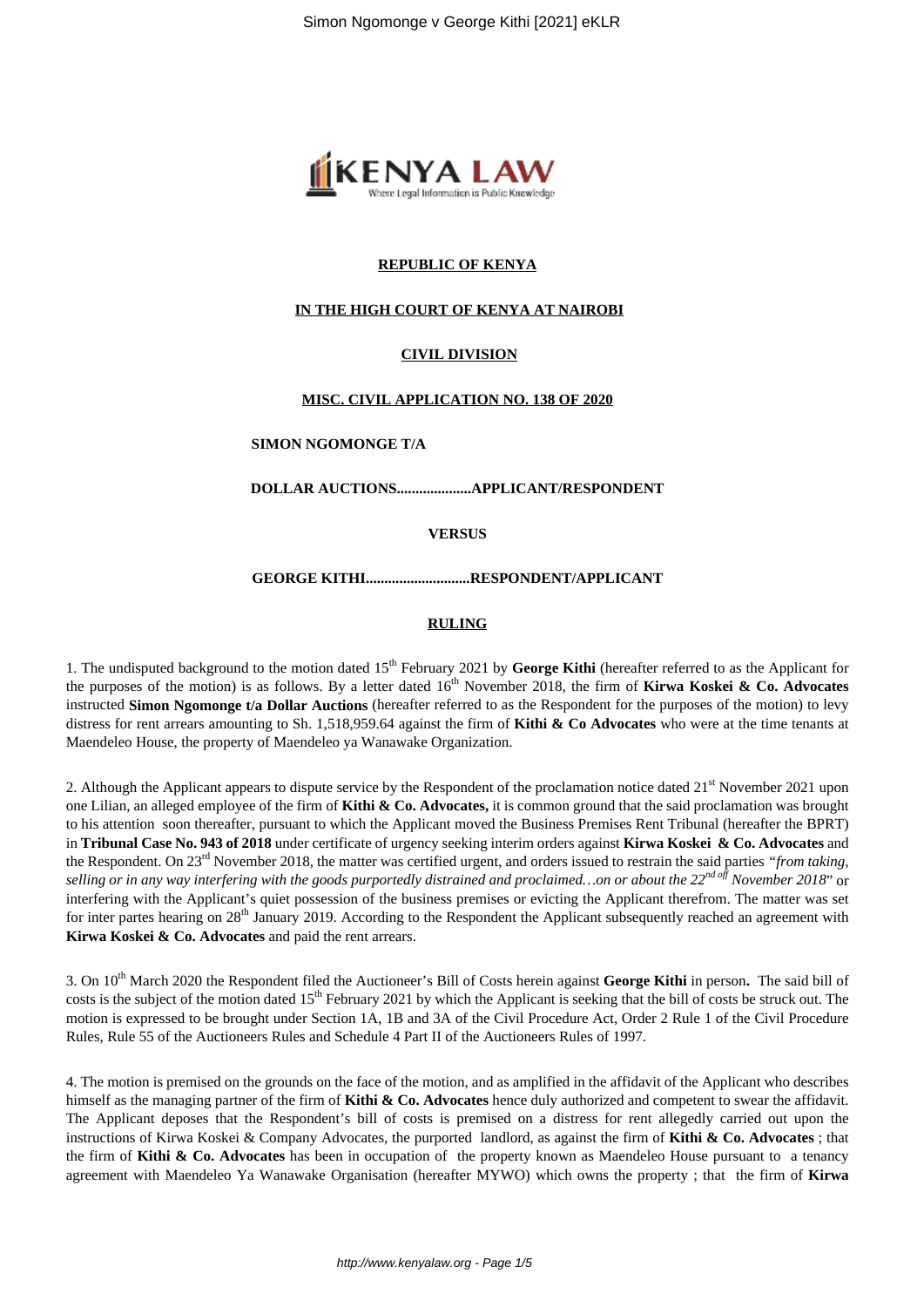**REPUBLIC OF KENYA**

**IN THE HIGH COURT OF KENYA AT NAIROBI**

**CIVIL DIVISION**

**MISC. CIVIL APPLICATION NO. 138 OF 2020**

**SIMON NGOMONGE T/A**

**DOLLAR AUCTIONS....................APPLICANT/RESPONDENT**

**VERSUS**

**GEORGE KITHI............................RESPONDENT/APPLICANT**

**RULING**

1. The undisputed background to the motion dated 15th February 2021 by **George Kithi** (hereafter referred to as the Applicant for the purposes of the motion) is as follows. By a letter dated 16th November 2018, the firm of **Kirwa Koskei & Co. Advocates** instructed **Simon Ngomonge t/a Dollar Auctions** (hereafter referred to as the Respondent for the purposes of the motion) to levy distress for rent arrears amounting to Sh. 1,518,959.64 against the firm of **Kithi & Co Advocates** who were at the time tenants at Maendeleo House, the property of Maendeleo ya Wanawake Organization.

2. Although the Applicant appears to dispute service by the Respondent of the proclamation notice dated 21st November 2021 upon one Lilian, an alleged employee of the firm of **Kithi & Co. Advocates,** it is common ground that the said proclamation was brought to his attention soon thereafter, pursuant to which the Applicant moved the Business Premises Rent Tribunal (hereafter the BPRT) in **Tribunal Case No. 943 of 2018** under certificate of urgency seeking interim orders against **Kirwa Koskei & Co. Advocates** and the Respondent. On 23rd November 2018, the matter was certified urgent, and orders issued to restrain the said parties *"from taking, selling or in any way interfering with the goods purportedly distrained and proclaimed…on or about the 22nd off November 2018*" or interfering with the Applicant's quiet possession of the business premises or evicting the Applicant therefrom. The matter was set for inter partes hearing on 28th January 2019. According to the Respondent the Applicant subsequently reached an agreement with **Kirwa Koskei & Co. Advocates** and paid the rent arrears.

3. On 10th March 2020 the Respondent filed the Auctioneer's Bill of Costs herein against **George Kithi** in person**.** The said bill of costs is the subject of the motion dated 15th February 2021 by which the Applicant is seeking that the bill of costs be struck out. The motion is expressed to be brought under Section 1A, 1B and 3A of the Civil Procedure Act, Order 2 Rule 1 of the Civil Procedure Rules, Rule 55 of the Auctioneers Rules and Schedule 4 Part II of the Auctioneers Rules of 1997.

4. The motion is premised on the grounds on the face of the motion, and as amplified in the affidavit of the Applicant who describes himself as the managing partner of the firm of **Kithi & Co. Advocates** hence duly authorized and competent to swear the affidavit. The Applicant deposes that the Respondent's bill of costs is premised on a distress for rent allegedly carried out upon the instructions of Kirwa Koskei & Company Advocates, the purported landlord, as against the firm of **Kithi & Co. Advocates** ; that the firm of **Kithi & Co. Advocates** has been in occupation of the property known as Maendeleo House pursuant to a tenancy agreement with Maendeleo Ya Wanawake Organisation (hereafter MYWO) which owns the property ; that the firm of **Kirwa**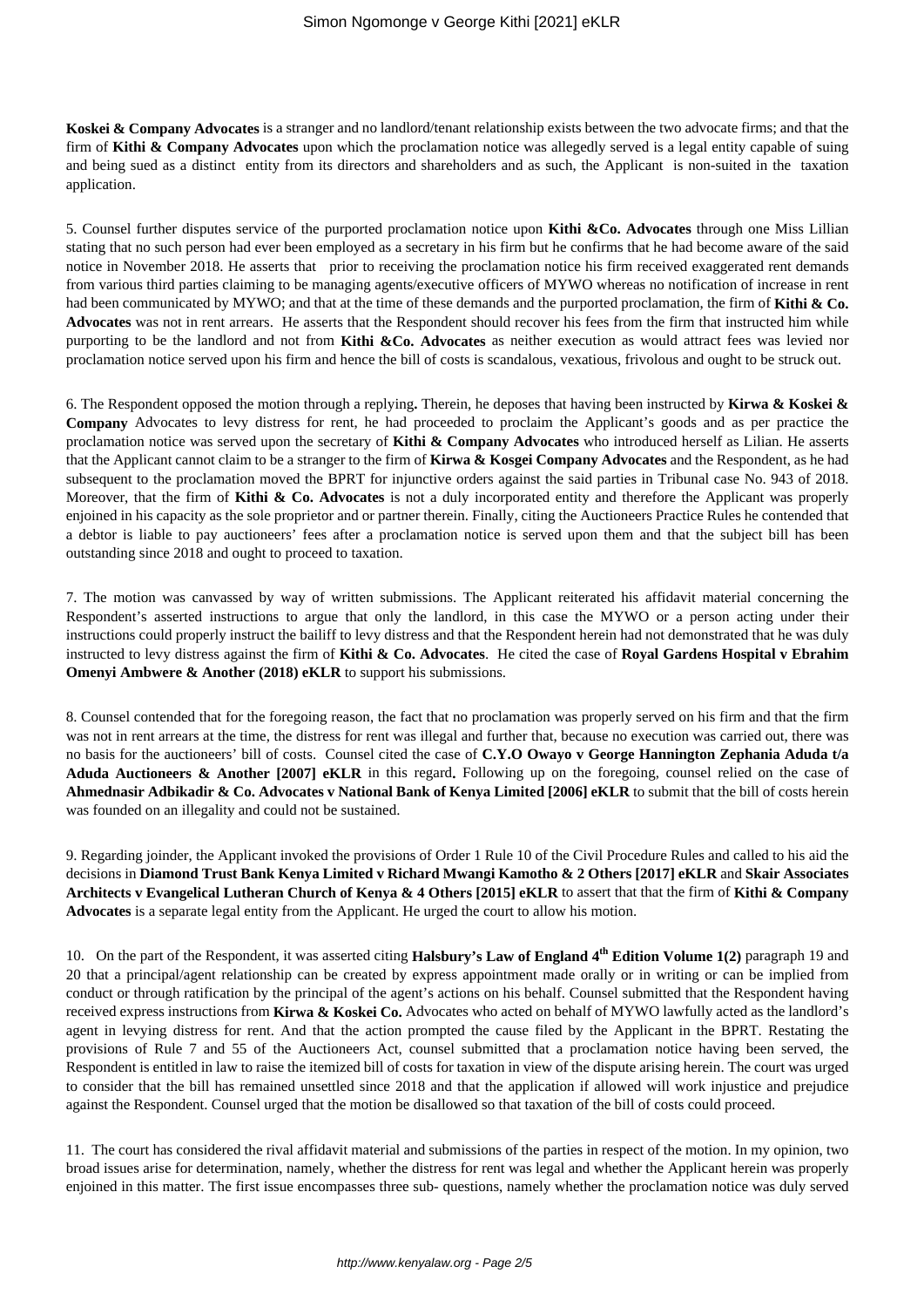**Koskei & Company Advocates** is a stranger and no landlord/tenant relationship exists between the two advocate firms; and that the firm of **Kithi & Company Advocates** upon which the proclamation notice was allegedly served is a legal entity capable of suing and being sued as a distinct entity from its directors and shareholders and as such, the Applicant is non-suited in the taxation application.

5. Counsel further disputes service of the purported proclamation notice upon **Kithi &Co. Advocates** through one Miss Lillian stating that no such person had ever been employed as a secretary in his firm but he confirms that he had become aware of the said notice in November 2018. He asserts that prior to receiving the proclamation notice his firm received exaggerated rent demands from various third parties claiming to be managing agents/executive officers of MYWO whereas no notification of increase in rent had been communicated by MYWO; and that at the time of these demands and the purported proclamation, the firm of **Kithi & Co. Advocates** was not in rent arrears. He asserts that the Respondent should recover his fees from the firm that instructed him while purporting to be the landlord and not from **Kithi &Co. Advocates** as neither execution as would attract fees was levied nor proclamation notice served upon his firm and hence the bill of costs is scandalous, vexatious, frivolous and ought to be struck out.

6. The Respondent opposed the motion through a replying**.** Therein, he deposes that having been instructed by **Kirwa & Koskei & Company** Advocates to levy distress for rent, he had proceeded to proclaim the Applicant's goods and as per practice the proclamation notice was served upon the secretary of **Kithi & Company Advocates** who introduced herself as Lilian. He asserts that the Applicant cannot claim to be a stranger to the firm of **Kirwa & Kosgei Company Advocates** and the Respondent, as he had subsequent to the proclamation moved the BPRT for injunctive orders against the said parties in Tribunal case No. 943 of 2018. Moreover, that the firm of **Kithi & Co. Advocates** is not a duly incorporated entity and therefore the Applicant was properly enjoined in his capacity as the sole proprietor and or partner therein. Finally, citing the Auctioneers Practice Rules he contended that a debtor is liable to pay auctioneers' fees after a proclamation notice is served upon them and that the subject bill has been outstanding since 2018 and ought to proceed to taxation.

7. The motion was canvassed by way of written submissions. The Applicant reiterated his affidavit material concerning the Respondent's asserted instructions to argue that only the landlord, in this case the MYWO or a person acting under their instructions could properly instruct the bailiff to levy distress and that the Respondent herein had not demonstrated that he was duly instructed to levy distress against the firm of **Kithi & Co. Advocates**. He cited the case of **Royal Gardens Hospital v Ebrahim Omenyi Ambwere & Another (2018) eKLR** to support his submissions.

8. Counsel contended that for the foregoing reason, the fact that no proclamation was properly served on his firm and that the firm was not in rent arrears at the time, the distress for rent was illegal and further that, because no execution was carried out, there was no basis for the auctioneers' bill of costs. Counsel cited the case of **C.Y.O Owayo v George Hannington Zephania Aduda t/a Aduda Auctioneers & Another [2007] eKLR** in this regard**.** Following up on the foregoing, counsel relied on the case of **Ahmednasir Adbikadir & Co. Advocates v National Bank of Kenya Limited [2006] eKLR** to submit that the bill of costs herein was founded on an illegality and could not be sustained.

9. Regarding joinder, the Applicant invoked the provisions of Order 1 Rule 10 of the Civil Procedure Rules and called to his aid the decisions in **Diamond Trust Bank Kenya Limited v Richard Mwangi Kamotho & 2 Others [2017] eKLR** and **Skair Associates Architects v Evangelical Lutheran Church of Kenya & 4 Others [2015] eKLR** to assert that that the firm of **Kithi & Company Advocates** is a separate legal entity from the Applicant. He urged the court to allow his motion.

10. On the part of the Respondent, it was asserted citing **Halsbury's Law of England 4th Edition Volume 1(2)** paragraph 19 and 20 that a principal/agent relationship can be created by express appointment made orally or in writing or can be implied from conduct or through ratification by the principal of the agent's actions on his behalf. Counsel submitted that the Respondent having received express instructions from **Kirwa & Koskei Co.** Advocates who acted on behalf of MYWO lawfully acted as the landlord's agent in levying distress for rent. And that the action prompted the cause filed by the Applicant in the BPRT. Restating the provisions of Rule 7 and 55 of the Auctioneers Act, counsel submitted that a proclamation notice having been served, the Respondent is entitled in law to raise the itemized bill of costs for taxation in view of the dispute arising herein. The court was urged to consider that the bill has remained unsettled since 2018 and that the application if allowed will work injustice and prejudice against the Respondent. Counsel urged that the motion be disallowed so that taxation of the bill of costs could proceed.

11. The court has considered the rival affidavit material and submissions of the parties in respect of the motion. In my opinion, two broad issues arise for determination, namely, whether the distress for rent was legal and whether the Applicant herein was properly enjoined in this matter. The first issue encompasses three sub- questions, namely whether the proclamation notice was duly served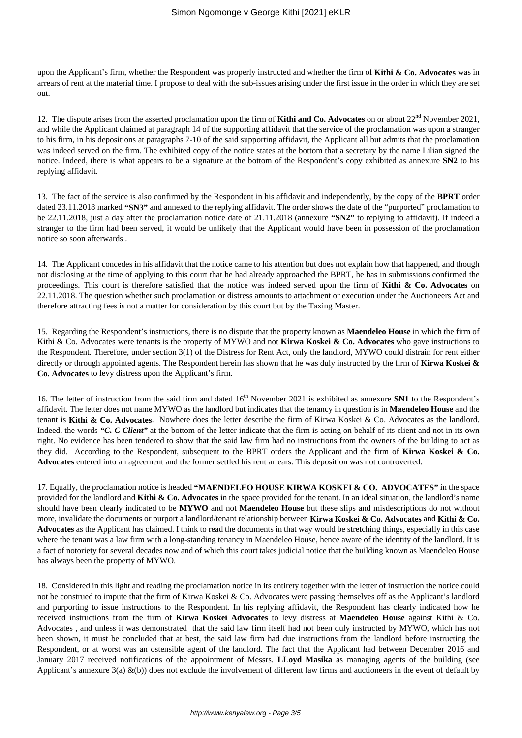upon the Applicant's firm, whether the Respondent was properly instructed and whether the firm of **Kithi & Co. Advocates** was in arrears of rent at the material time. I propose to deal with the sub-issues arising under the first issue in the order in which they are set out.

12. The dispute arises from the asserted proclamation upon the firm of **Kithi and Co. Advocates** on or about 22nd November 2021, and while the Applicant claimed at paragraph 14 of the supporting affidavit that the service of the proclamation was upon a stranger to his firm, in his depositions at paragraphs 7-10 of the said supporting affidavit, the Applicant all but admits that the proclamation was indeed served on the firm. The exhibited copy of the notice states at the bottom that a secretary by the name Lilian signed the notice. Indeed, there is what appears to be a signature at the bottom of the Respondent's copy exhibited as annexure **SN2** to his replying affidavit.

13. The fact of the service is also confirmed by the Respondent in his affidavit and independently, by the copy of the **BPRT** order dated 23.11.2018 marked **"SN3"** and annexed to the replying affidavit. The order shows the date of the "purported" proclamation to be 22.11.2018, just a day after the proclamation notice date of 21.11.2018 (annexure **"SN2"** to replying to affidavit). If indeed a stranger to the firm had been served, it would be unlikely that the Applicant would have been in possession of the proclamation notice so soon afterwards .

14. The Applicant concedes in his affidavit that the notice came to his attention but does not explain how that happened, and though not disclosing at the time of applying to this court that he had already approached the BPRT, he has in submissions confirmed the proceedings. This court is therefore satisfied that the notice was indeed served upon the firm of **Kithi & Co. Advocates** on 22.11.2018. The question whether such proclamation or distress amounts to attachment or execution under the Auctioneers Act and therefore attracting fees is not a matter for consideration by this court but by the Taxing Master.

15. Regarding the Respondent's instructions, there is no dispute that the property known as **Maendeleo House** in which the firm of Kithi & Co. Advocates were tenants is the property of MYWO and not **Kirwa Koskei & Co. Advocates** who gave instructions to the Respondent. Therefore, under section 3(1) of the Distress for Rent Act, only the landlord, MYWO could distrain for rent either directly or through appointed agents. The Respondent herein has shown that he was duly instructed by the firm of **Kirwa Koskei & Co. Advocates** to levy distress upon the Applicant's firm.

16. The letter of instruction from the said firm and dated 16th November 2021 is exhibited as annexure **SN1** to the Respondent's affidavit. The letter does not name MYWO as the landlord but indicates that the tenancy in question is in **Maendeleo House** and the tenant is **Kithi & Co. Advocates**. Nowhere does the letter describe the firm of Kirwa Koskei & Co. Advocates as the landlord. Indeed, the words ***"C. C Client"*** at the bottom of the letter indicate that the firm is acting on behalf of its client and not in its own right. No evidence has been tendered to show that the said law firm had no instructions from the owners of the building to act as they did. According to the Respondent, subsequent to the BPRT orders the Applicant and the firm of **Kirwa Koskei & Co. Advocates** entered into an agreement and the former settled his rent arrears. This deposition was not controverted.

17. Equally, the proclamation notice is headed **"MAENDELEO HOUSE KIRWA KOSKEI & CO. ADVOCATES"** in the space provided for the landlord and **Kithi & Co. Advocates** in the space provided for the tenant. In an ideal situation, the landlord's name should have been clearly indicated to be **MYWO** and not **Maendeleo House** but these slips and misdescriptions do not without more, invalidate the documents or purport a landlord/tenant relationship between **Kirwa Koskei & Co. Advocates** and **Kithi & Co. Advocates** as the Applicant has claimed. I think to read the documents in that way would be stretching things, especially in this case where the tenant was a law firm with a long-standing tenancy in Maendeleo House, hence aware of the identity of the landlord. It is a fact of notoriety for several decades now and of which this court takes judicial notice that the building known as Maendeleo House has always been the property of MYWO.

18. Considered in this light and reading the proclamation notice in its entirety together with the letter of instruction the notice could not be construed to impute that the firm of Kirwa Koskei & Co. Advocates were passing themselves off as the Applicant's landlord and purporting to issue instructions to the Respondent. In his replying affidavit, the Respondent has clearly indicated how he received instructions from the firm of **Kirwa Koskei Advocates** to levy distress at **Maendeleo House** against Kithi & Co. Advocates , and unless it was demonstrated that the said law firm itself had not been duly instructed by MYWO, which has not been shown, it must be concluded that at best, the said law firm had due instructions from the landlord before instructing the Respondent, or at worst was an ostensible agent of the landlord. The fact that the Applicant had between December 2016 and January 2017 received notifications of the appointment of Messrs. **LLoyd Masika** as managing agents of the building (see Applicant's annexure 3(a) &(b)) does not exclude the involvement of different law firms and auctioneers in the event of default by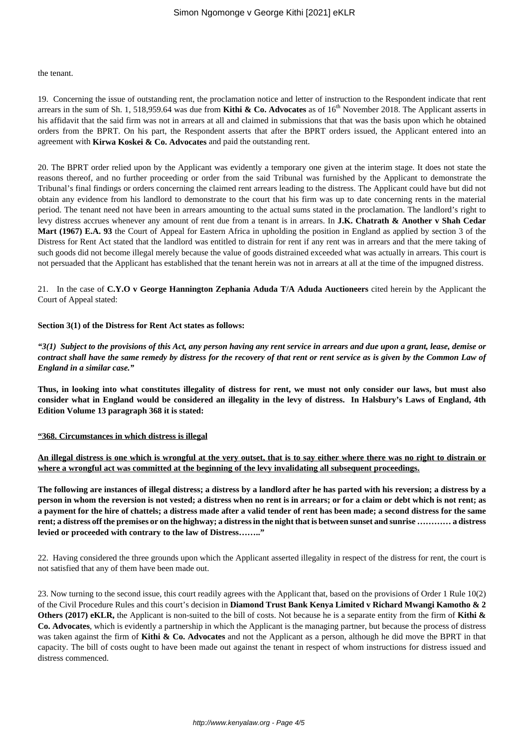the tenant.

19. Concerning the issue of outstanding rent, the proclamation notice and letter of instruction to the Respondent indicate that rent arrears in the sum of Sh. 1, 518,959.64 was due from **Kithi & Co. Advocates** as of 16th November 2018. The Applicant asserts in his affidavit that the said firm was not in arrears at all and claimed in submissions that that was the basis upon which he obtained orders from the BPRT. On his part, the Respondent asserts that after the BPRT orders issued, the Applicant entered into an agreement with **Kirwa Koskei & Co. Advocates** and paid the outstanding rent.

20. The BPRT order relied upon by the Applicant was evidently a temporary one given at the interim stage. It does not state the reasons thereof, and no further proceeding or order from the said Tribunal was furnished by the Applicant to demonstrate the Tribunal's final findings or orders concerning the claimed rent arrears leading to the distress. The Applicant could have but did not obtain any evidence from his landlord to demonstrate to the court that his firm was up to date concerning rents in the material period. The tenant need not have been in arrears amounting to the actual sums stated in the proclamation. The landlord's right to levy distress accrues whenever any amount of rent due from a tenant is in arrears. In **J.K. Chatrath & Another v Shah Cedar Mart (1967) E.A. 93** the Court of Appeal for Eastern Africa in upholding the position in England as applied by section 3 of the Distress for Rent Act stated that the landlord was entitled to distrain for rent if any rent was in arrears and that the mere taking of such goods did not become illegal merely because the value of goods distrained exceeded what was actually in arrears. This court is not persuaded that the Applicant has established that the tenant herein was not in arrears at all at the time of the impugned distress.

21. In the case of **C.Y.O v George Hannington Zephania Aduda T/A Aduda Auctioneers** cited herein by the Applicant the Court of Appeal stated:

**Section 3(1) of the Distress for Rent Act states as follows:**

***"3(1) Subject to the provisions of this Act, any person having any rent service in arrears and due upon a grant, lease, demise or contract shall have the same remedy by distress for the recovery of that rent or rent service as is given by the Common Law of England in a similar case."***

**Thus, in looking into what constitutes illegality of distress for rent, we must not only consider our laws, but must also consider what in England would be considered an illegality in the levy of distress. In Halsbury's Laws of England, 4th Edition Volume 13 paragraph 368 it is stated:**

<u>**"368. Circumstances in which distress is illegal**</u>

<u>**An illegal distress is one which is wrongful at the very outset, that is to say either where there was no right to distrain or where a wrongful act was committed at the beginning of the levy invalidating all subsequent proceedings.**</u>

**The following are instances of illegal distress; a distress by a landlord after he has parted with his reversion; a distress by a person in whom the reversion is not vested; a distress when no rent is in arrears; or for a claim or debt which is not rent; as a payment for the hire of chattels; a distress made after a valid tender of rent has been made; a second distress for the same rent; a distress off the premises or on the highway; a distress in the night that is between sunset and sunrise ………… a distress levied or proceeded with contrary to the law of Distress…….."**

22. Having considered the three grounds upon which the Applicant asserted illegality in respect of the distress for rent, the court is not satisfied that any of them have been made out.

23. Now turning to the second issue, this court readily agrees with the Applicant that, based on the provisions of Order 1 Rule 10(2) of the Civil Procedure Rules and this court's decision in **Diamond Trust Bank Kenya Limited v Richard Mwangi Kamotho & 2 Others (2017) eKLR,** the Applicant is non-suited to the bill of costs. Not because he is a separate entity from the firm of **Kithi & Co. Advocates**, which is evidently a partnership in which the Applicant is the managing partner, but because the process of distress was taken against the firm of **Kithi & Co. Advocates** and not the Applicant as a person, although he did move the BPRT in that capacity. The bill of costs ought to have been made out against the tenant in respect of whom instructions for distress issued and distress commenced.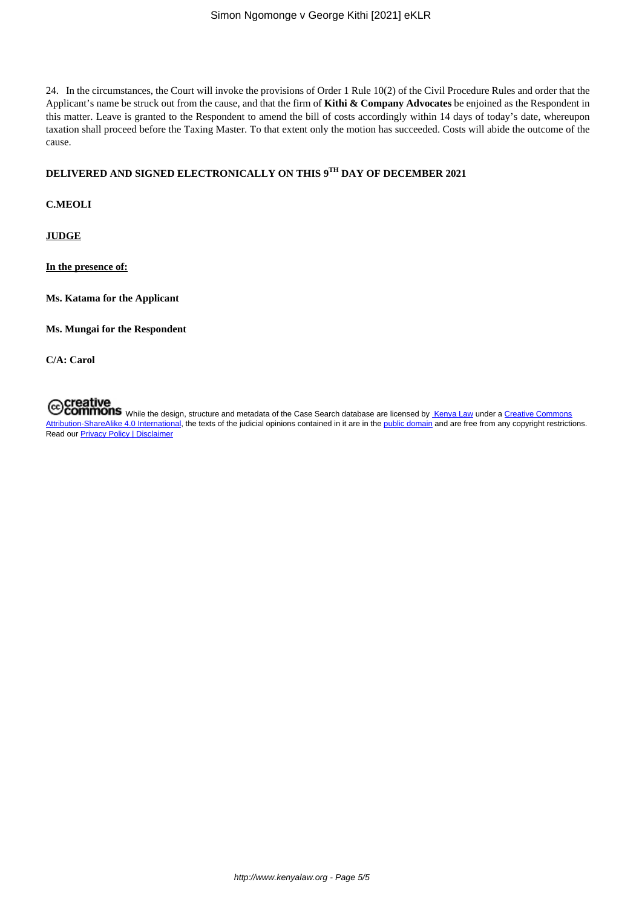24. In the circumstances, the Court will invoke the provisions of Order 1 Rule 10(2) of the Civil Procedure Rules and order that the Applicant's name be struck out from the cause, and that the firm of **Kithi & Company Advocates** be enjoined as the Respondent in this matter. Leave is granted to the Respondent to amend the bill of costs accordingly within 14 days of today's date, whereupon taxation shall proceed before the Taxing Master. To that extent only the motion has succeeded. Costs will abide the outcome of the cause.

**DELIVERED AND SIGNED ELECTRONICALLY ON THIS 9TH DAY OF DECEMBER 2021**

**C.MEOLI**

**JUDGE**

**In the presence of:**

**Ms. Katama for the Applicant**

**Ms. Mungai for the Respondent**

**C/A: Carol**

While the design, structure and metadata of the Case Search database are licensed by Kenya Law under a Creative Commons Attribution-ShareAlike 4.0 International, the texts of the judicial opinions contained in it are in the public domain and are free from any copyright restrictions. Read our Privacy Policy | Disclaimer